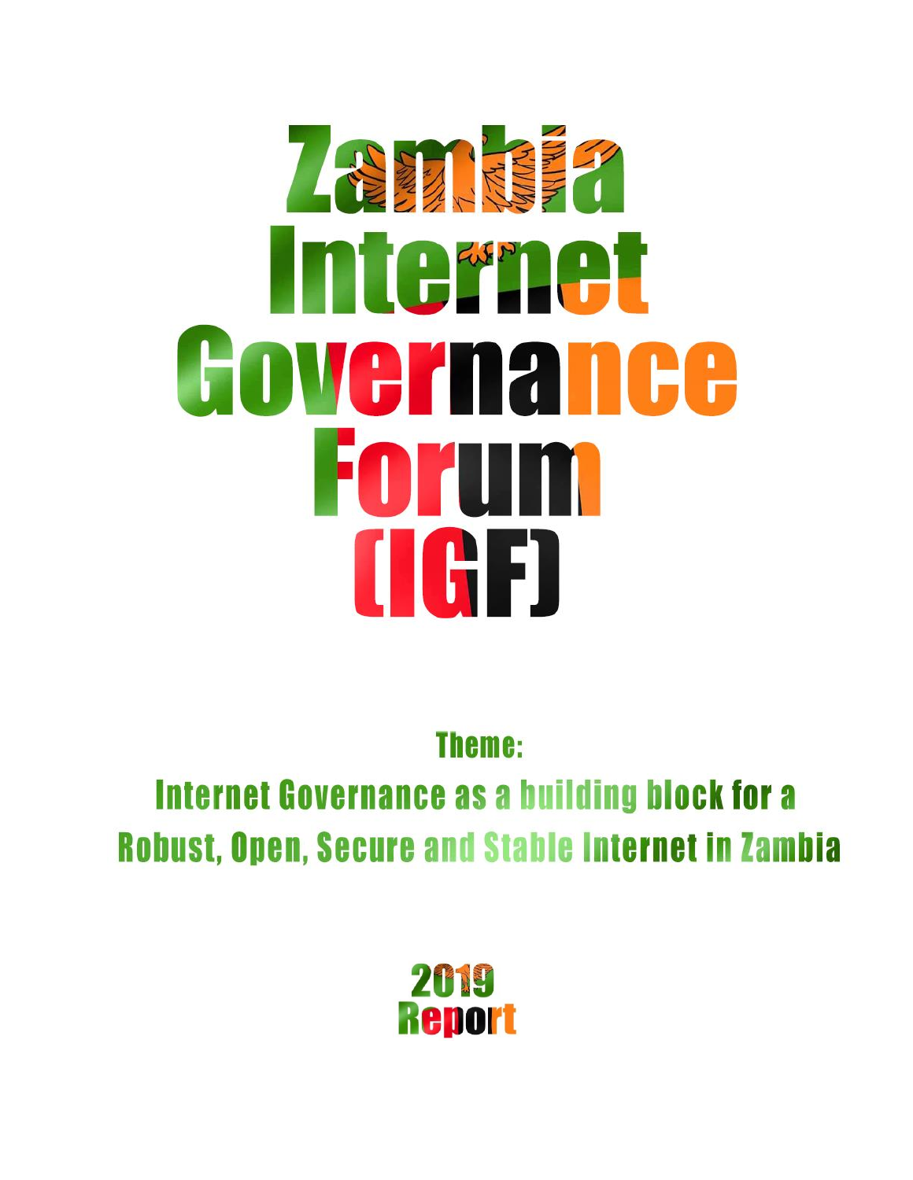# Zambia Internet Governance Forum (IGF)

**Theme:**

**Internet Governance as a building block for a Robust, Open, Secure and Stable Internet in Zambia**

**2019 Report**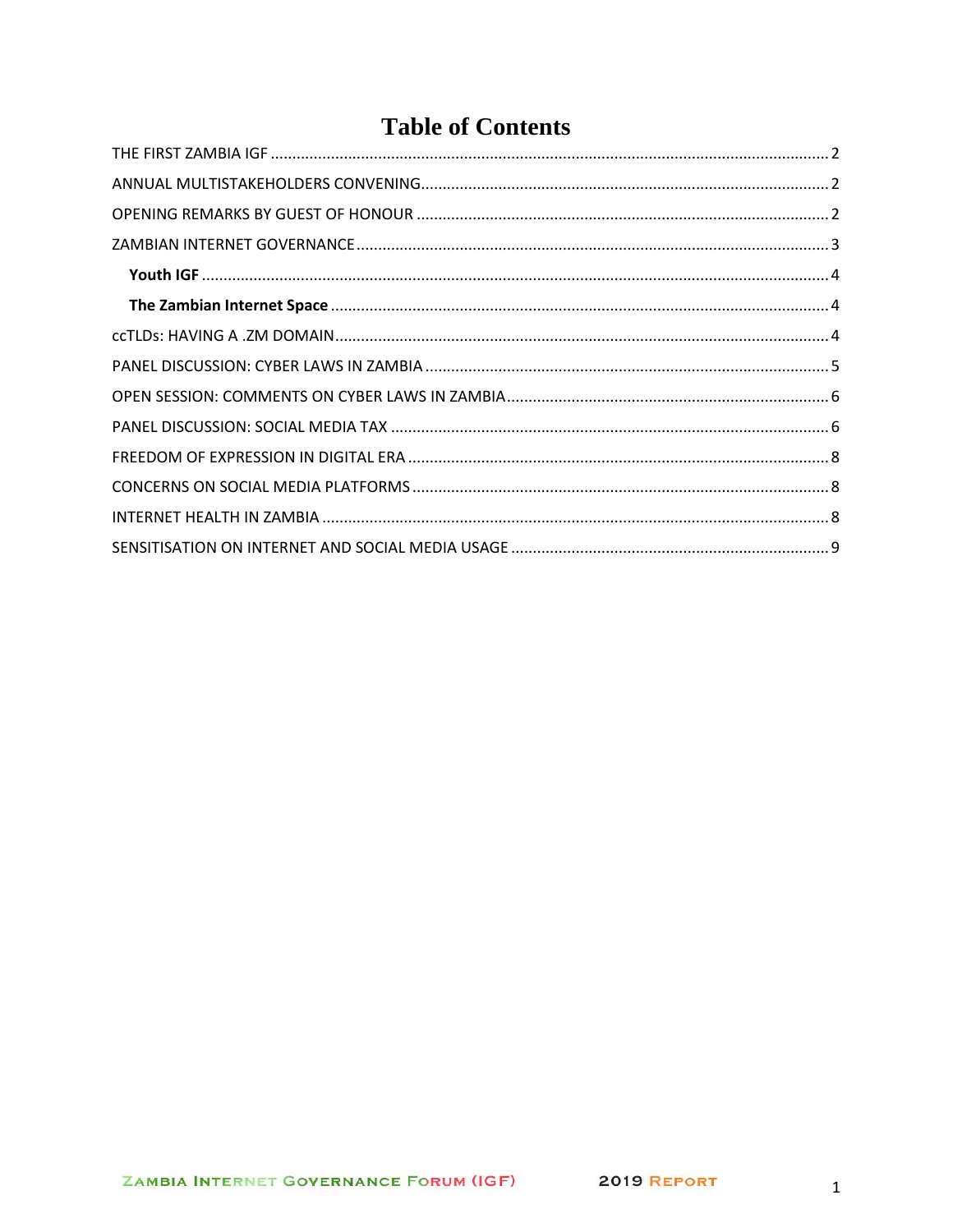# Table of Contents

THE FIRST ZAMBIA IGF ........ 2

ANNUAL MULTISTAKEHOLDERS CONVENING ........ 2

OPENING REMARKS BY GUEST OF HONOUR ........ 2

ZAMBIAN INTERNET GOVERNANCE ........ 3

- **Youth IGF** ........ 4
- **The Zambian Internet Space** ........ 4

ccTLDs: HAVING A .ZM DOMAIN ........ 4

PANEL DISCUSSION: CYBER LAWS IN ZAMBIA ........ 5

OPEN SESSION: COMMENTS ON CYBER LAWS IN ZAMBIA ........ 6

PANEL DISCUSSION: SOCIAL MEDIA TAX ........ 6

FREEDOM OF EXPRESSION IN DIGITAL ERA ........ 8

CONCERNS ON SOCIAL MEDIA PLATFORMS ........ 8

INTERNET HEALTH IN ZAMBIA ........ 8

SENSITISATION ON INTERNET AND SOCIAL MEDIA USAGE ........ 9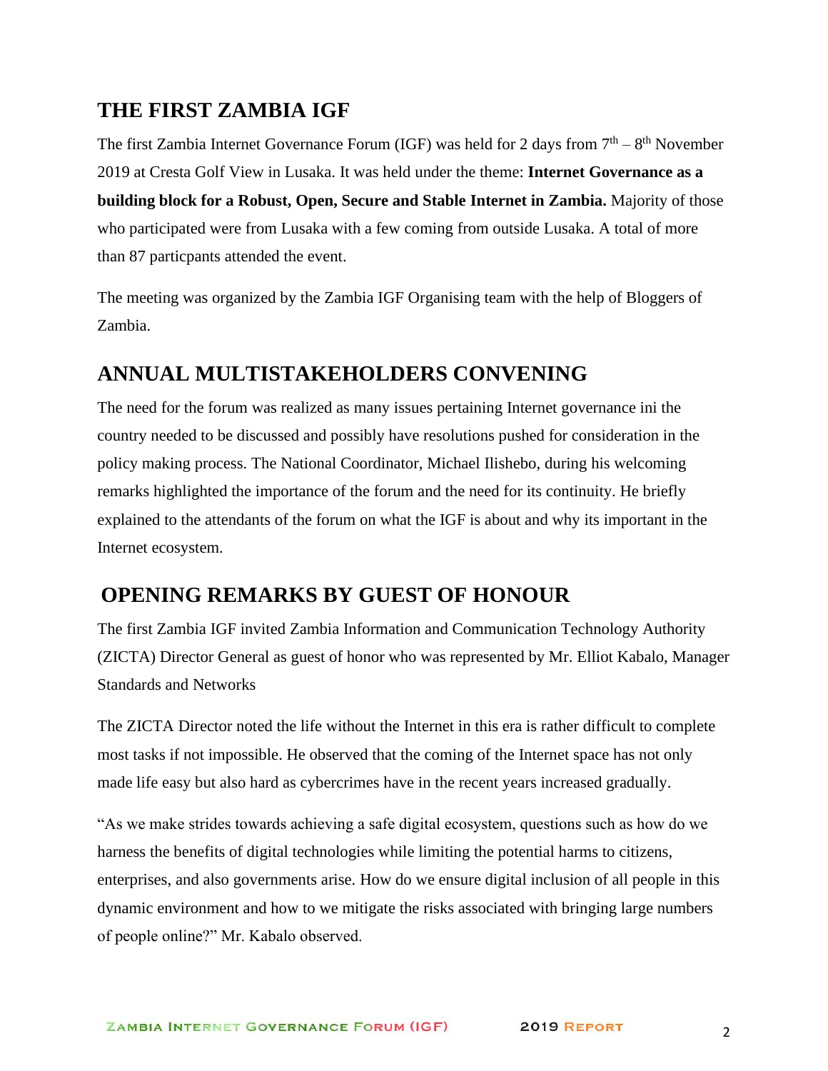## THE FIRST ZAMBIA IGF

The first Zambia Internet Governance Forum (IGF) was held for 2 days from 7th – 8th November 2019 at Cresta Golf View in Lusaka. It was held under the theme: **Internet Governance as a building block for a Robust, Open, Secure and Stable Internet in Zambia.** Majority of those who participated were from Lusaka with a few coming from outside Lusaka. A total of more than 87 particpants attended the event.

The meeting was organized by the Zambia IGF Organising team with the help of Bloggers of Zambia.

## ANNUAL MULTISTAKEHOLDERS CONVENING

The need for the forum was realized as many issues pertaining Internet governance ini the country needed to be discussed and possibly have resolutions pushed for consideration in the policy making process. The National Coordinator, Michael Ilishebo, during his welcoming remarks highlighted the importance of the forum and the need for its continuity. He briefly explained to the attendants of the forum on what the IGF is about and why its important in the Internet ecosystem.

## OPENING REMARKS BY GUEST OF HONOUR

The first Zambia IGF invited Zambia Information and Communication Technology Authority (ZICTA) Director General as guest of honor who was represented by Mr. Elliot Kabalo, Manager Standards and Networks

The ZICTA Director noted the life without the Internet in this era is rather difficult to complete most tasks if not impossible. He observed that the coming of the Internet space has not only made life easy but also hard as cybercrimes have in the recent years increased gradually.

"As we make strides towards achieving a safe digital ecosystem, questions such as how do we harness the benefits of digital technologies while limiting the potential harms to citizens, enterprises, and also governments arise. How do we ensure digital inclusion of all people in this dynamic environment and how to we mitigate the risks associated with bringing large numbers of people online?" Mr. Kabalo observed.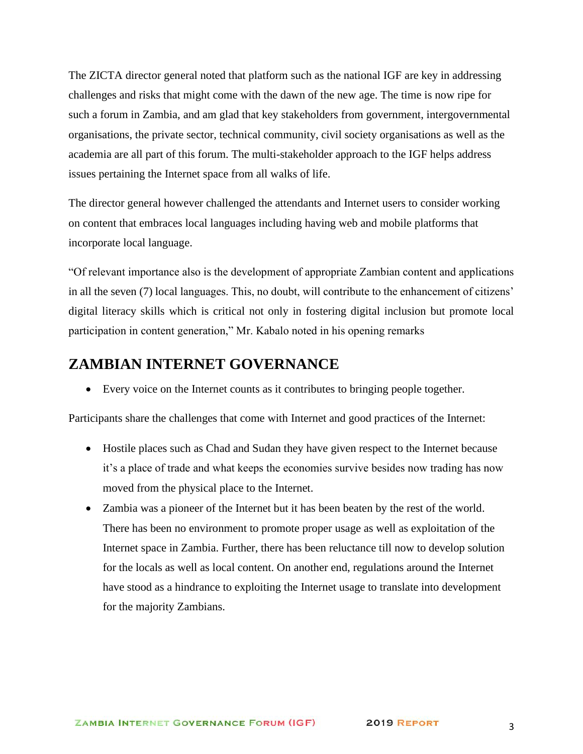The ZICTA director general noted that platform such as the national IGF are key in addressing challenges and risks that might come with the dawn of the new age. The time is now ripe for such a forum in Zambia, and am glad that key stakeholders from government, intergovernmental organisations, the private sector, technical community, civil society organisations as well as the academia are all part of this forum. The multi-stakeholder approach to the IGF helps address issues pertaining the Internet space from all walks of life.

The director general however challenged the attendants and Internet users to consider working on content that embraces local languages including having web and mobile platforms that incorporate local language.

"Of relevant importance also is the development of appropriate Zambian content and applications in all the seven (7) local languages. This, no doubt, will contribute to the enhancement of citizens' digital literacy skills which is critical not only in fostering digital inclusion but promote local participation in content generation," Mr. Kabalo noted in his opening remarks

## ZAMBIAN INTERNET GOVERNANCE

- Every voice on the Internet counts as it contributes to bringing people together.

Participants share the challenges that come with Internet and good practices of the Internet:

- Hostile places such as Chad and Sudan they have given respect to the Internet because it's a place of trade and what keeps the economies survive besides now trading has now moved from the physical place to the Internet.
- Zambia was a pioneer of the Internet but it has been beaten by the rest of the world. There has been no environment to promote proper usage as well as exploitation of the Internet space in Zambia. Further, there has been reluctance till now to develop solution for the locals as well as local content. On another end, regulations around the Internet have stood as a hindrance to exploiting the Internet usage to translate into development for the majority Zambians.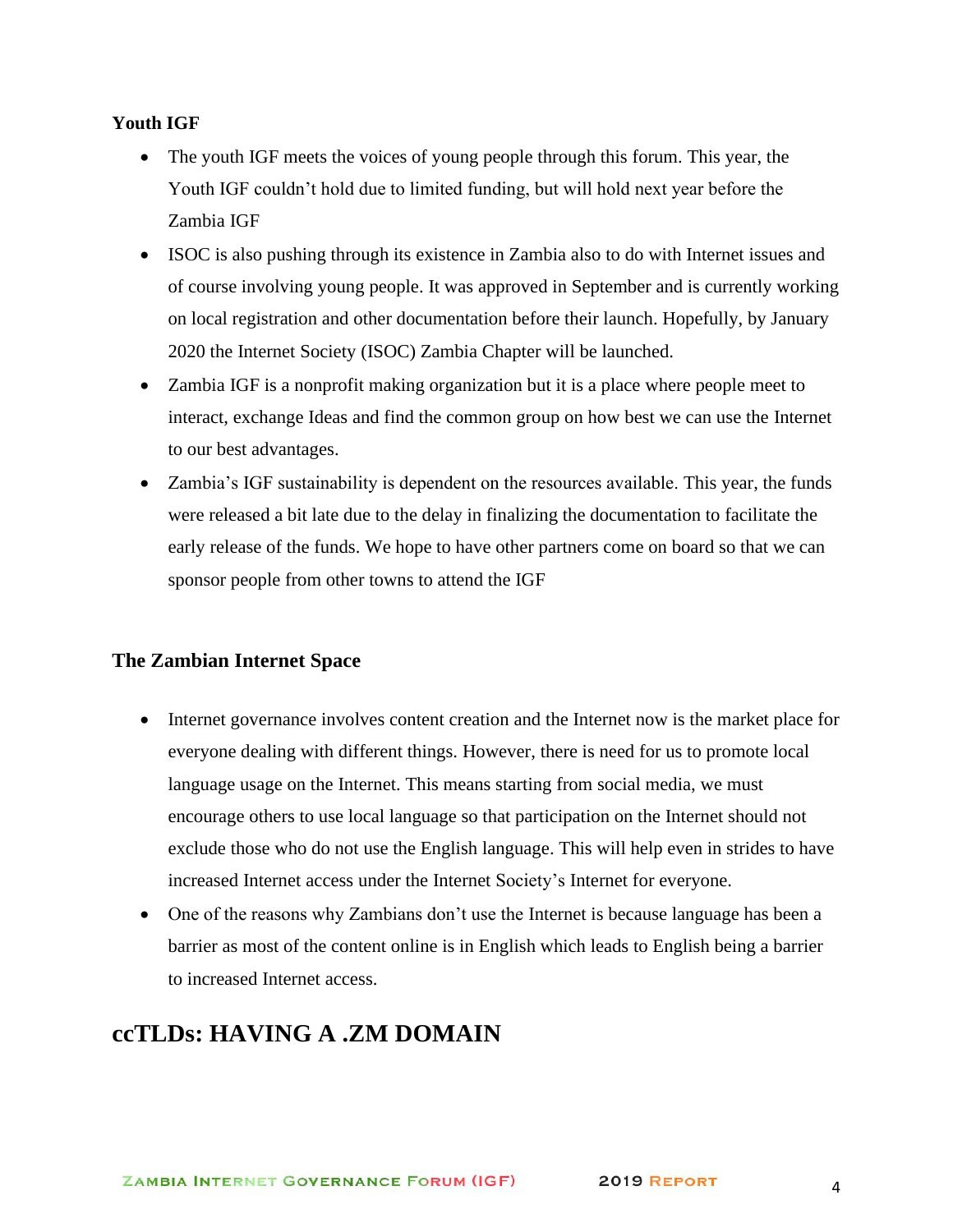**Youth IGF**

- The youth IGF meets the voices of young people through this forum. This year, the Youth IGF couldn't hold due to limited funding, but will hold next year before the Zambia IGF
- ISOC is also pushing through its existence in Zambia also to do with Internet issues and of course involving young people. It was approved in September and is currently working on local registration and other documentation before their launch. Hopefully, by January 2020 the Internet Society (ISOC) Zambia Chapter will be launched.
- Zambia IGF is a nonprofit making organization but it is a place where people meet to interact, exchange Ideas and find the common group on how best we can use the Internet to our best advantages.
- Zambia's IGF sustainability is dependent on the resources available. This year, the funds were released a bit late due to the delay in finalizing the documentation to facilitate the early release of the funds. We hope to have other partners come on board so that we can sponsor people from other towns to attend the IGF

**The Zambian Internet Space**

- Internet governance involves content creation and the Internet now is the market place for everyone dealing with different things. However, there is need for us to promote local language usage on the Internet. This means starting from social media, we must encourage others to use local language so that participation on the Internet should not exclude those who do not use the English language. This will help even in strides to have increased Internet access under the Internet Society's Internet for everyone.
- One of the reasons why Zambians don't use the Internet is because language has been a barrier as most of the content online is in English which leads to English being a barrier to increased Internet access.

## ccTLDs: HAVING A .ZM DOMAIN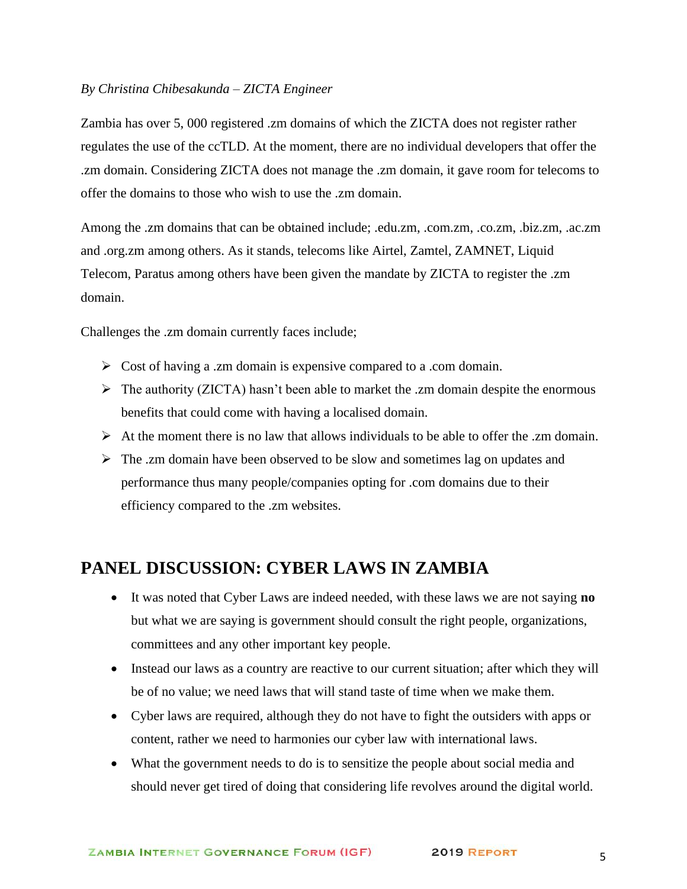*By Christina Chibesakunda – ZICTA Engineer*

Zambia has over 5, 000 registered .zm domains of which the ZICTA does not register rather regulates the use of the ccTLD. At the moment, there are no individual developers that offer the .zm domain. Considering ZICTA does not manage the .zm domain, it gave room for telecoms to offer the domains to those who wish to use the .zm domain.

Among the .zm domains that can be obtained include; .edu.zm, .com.zm, .co.zm, .biz.zm, .ac.zm and .org.zm among others. As it stands, telecoms like Airtel, Zamtel, ZAMNET, Liquid Telecom, Paratus among others have been given the mandate by ZICTA to register the .zm domain.

Challenges the .zm domain currently faces include;

- Cost of having a .zm domain is expensive compared to a .com domain.
- The authority (ZICTA) hasn't been able to market the .zm domain despite the enormous benefits that could come with having a localised domain.
- At the moment there is no law that allows individuals to be able to offer the .zm domain.
- The .zm domain have been observed to be slow and sometimes lag on updates and performance thus many people/companies opting for .com domains due to their efficiency compared to the .zm websites.

## PANEL DISCUSSION: CYBER LAWS IN ZAMBIA

- It was noted that Cyber Laws are indeed needed, with these laws we are not saying **no** but what we are saying is government should consult the right people, organizations, committees and any other important key people.
- Instead our laws as a country are reactive to our current situation; after which they will be of no value; we need laws that will stand taste of time when we make them.
- Cyber laws are required, although they do not have to fight the outsiders with apps or content, rather we need to harmonies our cyber law with international laws.
- What the government needs to do is to sensitize the people about social media and should never get tired of doing that considering life revolves around the digital world.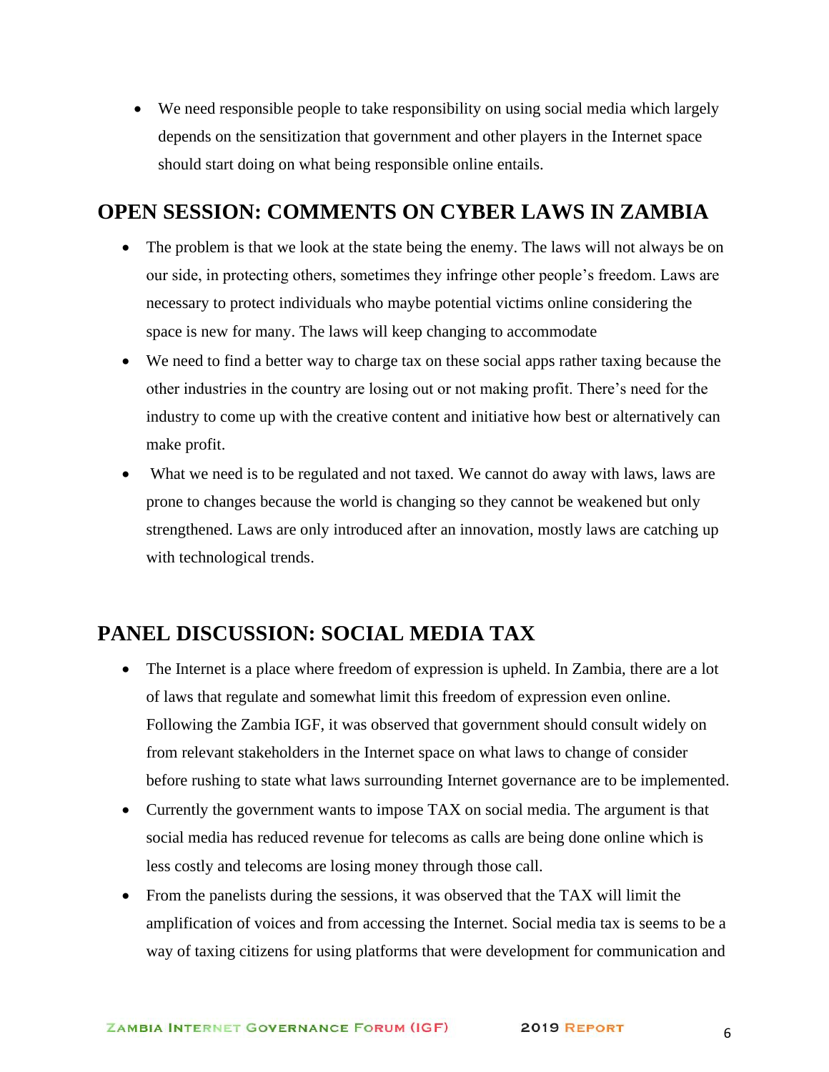- We need responsible people to take responsibility on using social media which largely depends on the sensitization that government and other players in the Internet space should start doing on what being responsible online entails.

## OPEN SESSION: COMMENTS ON CYBER LAWS IN ZAMBIA

- The problem is that we look at the state being the enemy. The laws will not always be on our side, in protecting others, sometimes they infringe other people's freedom. Laws are necessary to protect individuals who maybe potential victims online considering the space is new for many. The laws will keep changing to accommodate
- We need to find a better way to charge tax on these social apps rather taxing because the other industries in the country are losing out or not making profit. There's need for the industry to come up with the creative content and initiative how best or alternatively can make profit.
- What we need is to be regulated and not taxed. We cannot do away with laws, laws are prone to changes because the world is changing so they cannot be weakened but only strengthened. Laws are only introduced after an innovation, mostly laws are catching up with technological trends.

## PANEL DISCUSSION: SOCIAL MEDIA TAX

- The Internet is a place where freedom of expression is upheld. In Zambia, there are a lot of laws that regulate and somewhat limit this freedom of expression even online. Following the Zambia IGF, it was observed that government should consult widely on from relevant stakeholders in the Internet space on what laws to change of consider before rushing to state what laws surrounding Internet governance are to be implemented.
- Currently the government wants to impose TAX on social media. The argument is that social media has reduced revenue for telecoms as calls are being done online which is less costly and telecoms are losing money through those call.
- From the panelists during the sessions, it was observed that the TAX will limit the amplification of voices and from accessing the Internet. Social media tax is seems to be a way of taxing citizens for using platforms that were development for communication and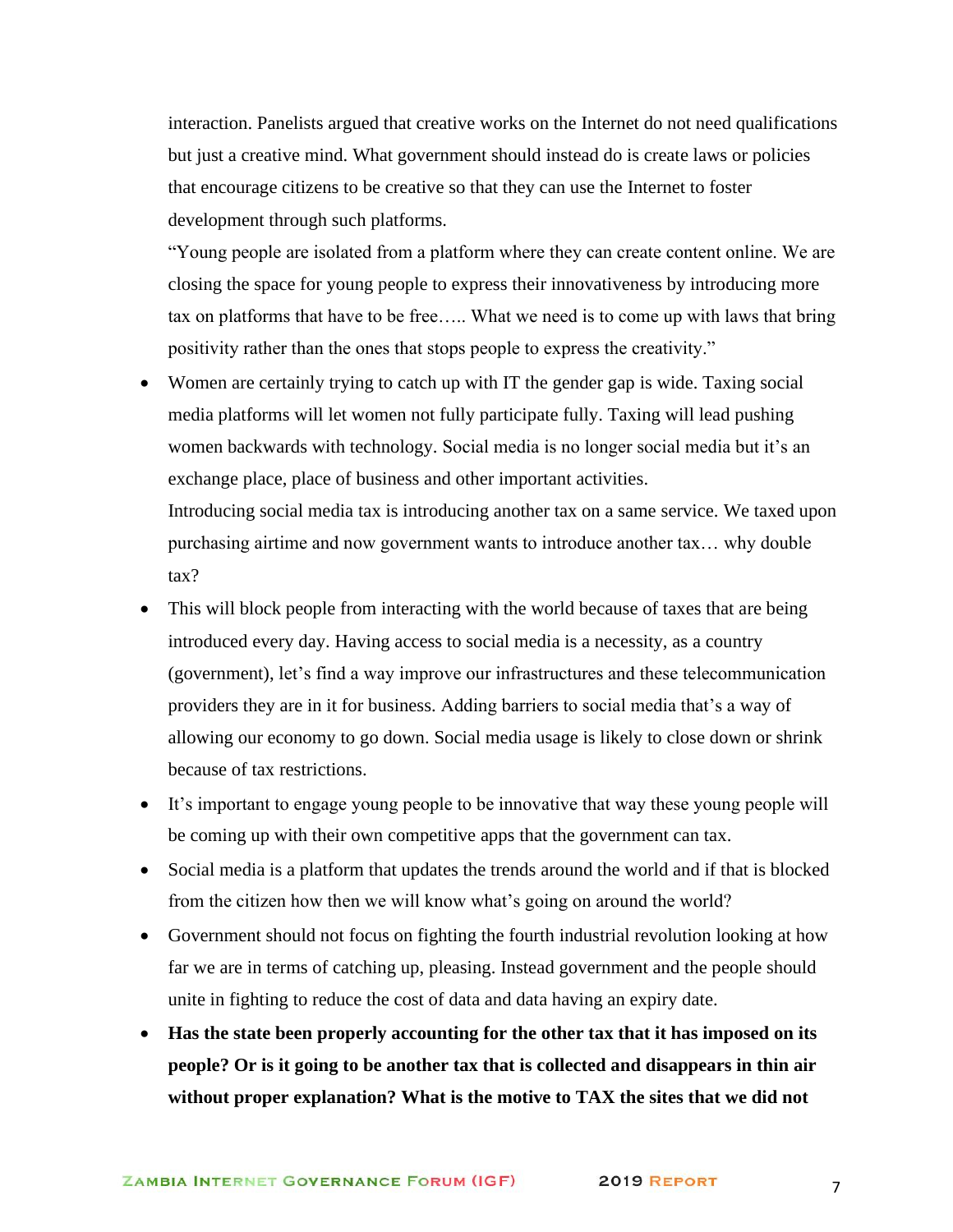interaction. Panelists argued that creative works on the Internet do not need qualifications but just a creative mind. What government should instead do is create laws or policies that encourage citizens to be creative so that they can use the Internet to foster development through such platforms.

"Young people are isolated from a platform where they can create content online. We are closing the space for young people to express their innovativeness by introducing more tax on platforms that have to be free….. What we need is to come up with laws that bring positivity rather than the ones that stops people to express the creativity."

- Women are certainly trying to catch up with IT the gender gap is wide. Taxing social media platforms will let women not fully participate fully. Taxing will lead pushing women backwards with technology. Social media is no longer social media but it's an exchange place, place of business and other important activities.
  Introducing social media tax is introducing another tax on a same service. We taxed upon purchasing airtime and now government wants to introduce another tax… why double tax?
- This will block people from interacting with the world because of taxes that are being introduced every day. Having access to social media is a necessity, as a country (government), let's find a way improve our infrastructures and these telecommunication providers they are in it for business. Adding barriers to social media that's a way of allowing our economy to go down. Social media usage is likely to close down or shrink because of tax restrictions.
- It's important to engage young people to be innovative that way these young people will be coming up with their own competitive apps that the government can tax.
- Social media is a platform that updates the trends around the world and if that is blocked from the citizen how then we will know what's going on around the world?
- Government should not focus on fighting the fourth industrial revolution looking at how far we are in terms of catching up, pleasing. Instead government and the people should unite in fighting to reduce the cost of data and data having an expiry date.
- **Has the state been properly accounting for the other tax that it has imposed on its people? Or is it going to be another tax that is collected and disappears in thin air without proper explanation? What is the motive to TAX the sites that we did not**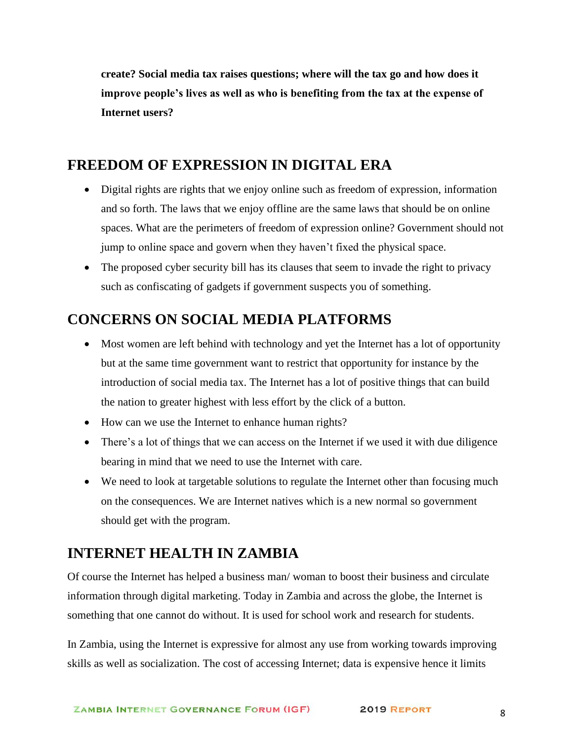**create? Social media tax raises questions; where will the tax go and how does it improve people's lives as well as who is benefiting from the tax at the expense of Internet users?**

## FREEDOM OF EXPRESSION IN DIGITAL ERA

- Digital rights are rights that we enjoy online such as freedom of expression, information and so forth. The laws that we enjoy offline are the same laws that should be on online spaces. What are the perimeters of freedom of expression online? Government should not jump to online space and govern when they haven't fixed the physical space.
- The proposed cyber security bill has its clauses that seem to invade the right to privacy such as confiscating of gadgets if government suspects you of something.

## CONCERNS ON SOCIAL MEDIA PLATFORMS

- Most women are left behind with technology and yet the Internet has a lot of opportunity but at the same time government want to restrict that opportunity for instance by the introduction of social media tax. The Internet has a lot of positive things that can build the nation to greater highest with less effort by the click of a button.
- How can we use the Internet to enhance human rights?
- There's a lot of things that we can access on the Internet if we used it with due diligence bearing in mind that we need to use the Internet with care.
- We need to look at targetable solutions to regulate the Internet other than focusing much on the consequences. We are Internet natives which is a new normal so government should get with the program.

## INTERNET HEALTH IN ZAMBIA

Of course the Internet has helped a business man/ woman to boost their business and circulate information through digital marketing. Today in Zambia and across the globe, the Internet is something that one cannot do without. It is used for school work and research for students.

In Zambia, using the Internet is expressive for almost any use from working towards improving skills as well as socialization. The cost of accessing Internet; data is expensive hence it limits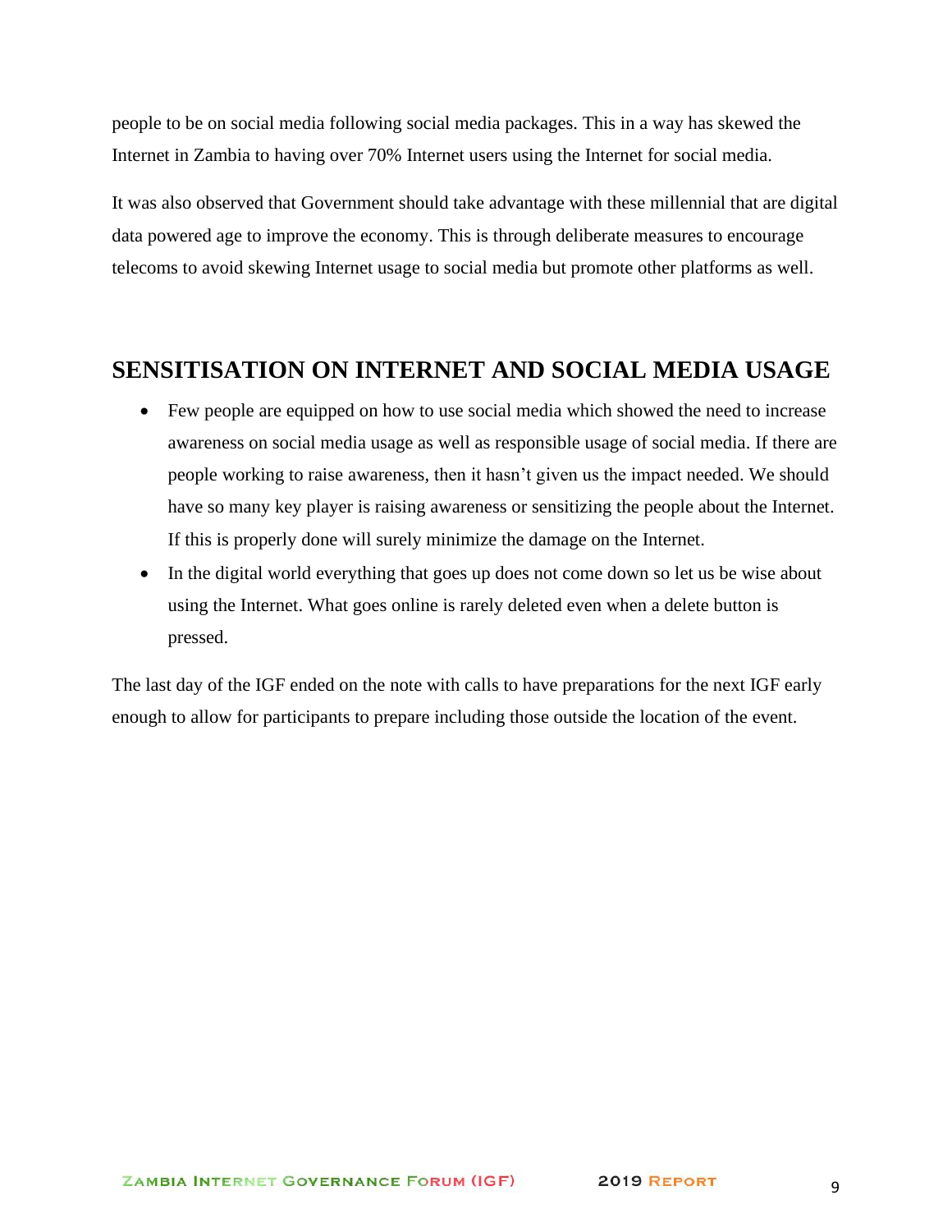people to be on social media following social media packages. This in a way has skewed the Internet in Zambia to having over 70% Internet users using the Internet for social media.

It was also observed that Government should take advantage with these millennial that are digital data powered age to improve the economy. This is through deliberate measures to encourage telecoms to avoid skewing Internet usage to social media but promote other platforms as well.

## SENSITISATION ON INTERNET AND SOCIAL MEDIA USAGE

- Few people are equipped on how to use social media which showed the need to increase awareness on social media usage as well as responsible usage of social media. If there are people working to raise awareness, then it hasn't given us the impact needed. We should have so many key player is raising awareness or sensitizing the people about the Internet. If this is properly done will surely minimize the damage on the Internet.
- In the digital world everything that goes up does not come down so let us be wise about using the Internet. What goes online is rarely deleted even when a delete button is pressed.

The last day of the IGF ended on the note with calls to have preparations for the next IGF early enough to allow for participants to prepare including those outside the location of the event.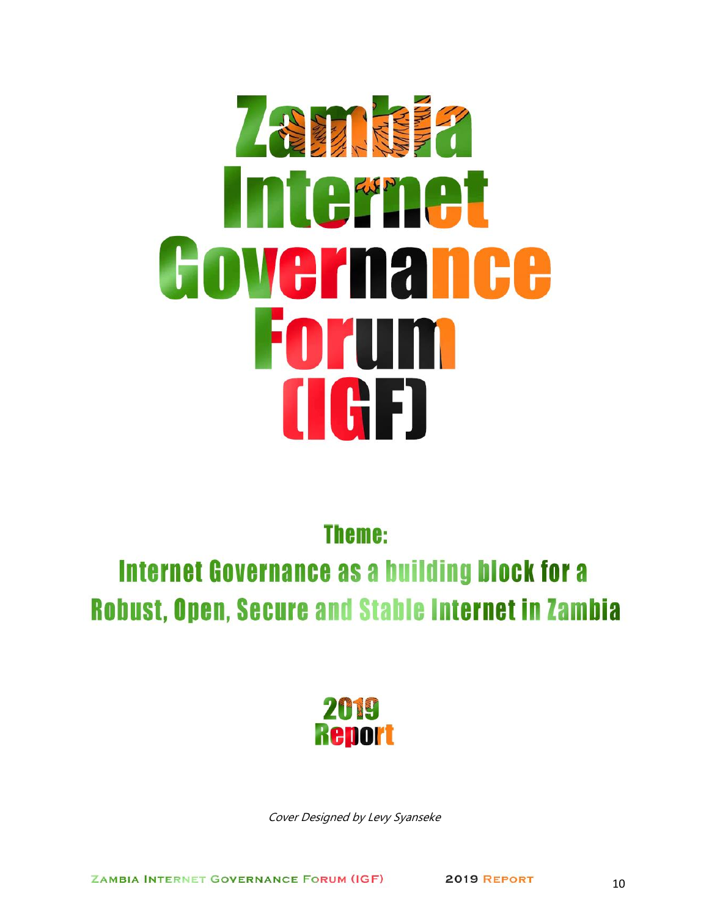# Zambia Internet Governance Forum (IGF)

## Theme:

## Internet Governance as a building block for a Robust, Open, Secure and Stable Internet in Zambia

## 2019 Report

*Cover Designed by Levy Syanseke*